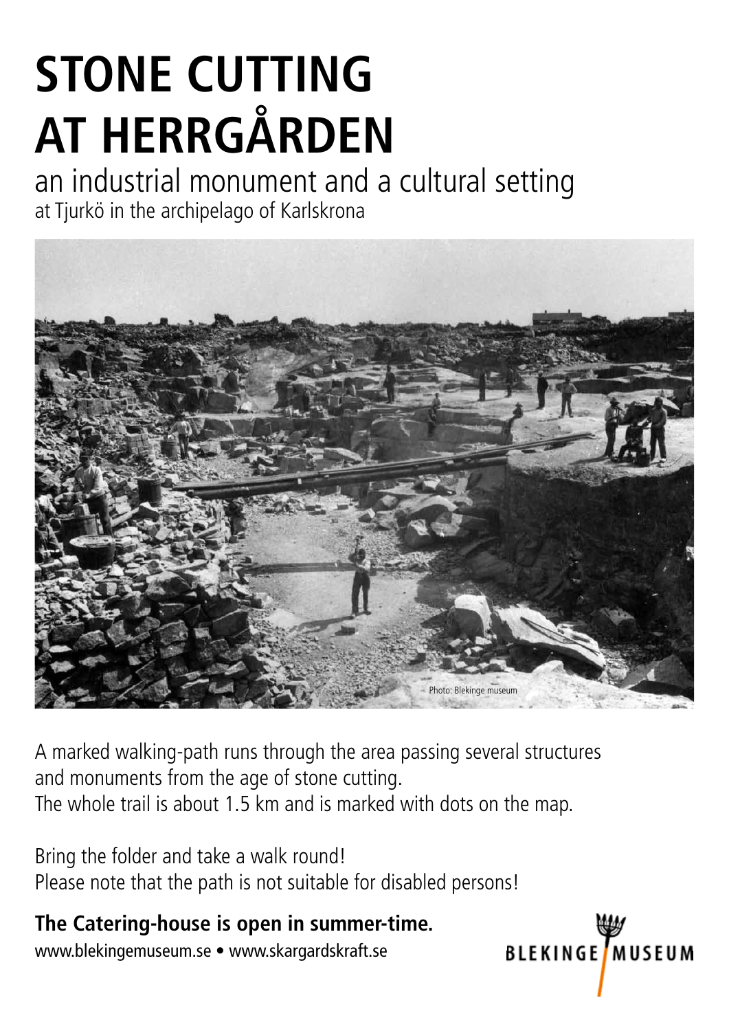# STONE CUTTING AT HERRGÅRDEN

## an industrial monument and a cultural setting

at Tjurkö in the archipelago of Karlskrona

Photo: Blekinge museum

A marked walking-path runs through the area passing several structures and monuments from the age of stone cutting.
The whole trail is about 1.5 km and is marked with dots on the map.

Bring the folder and take a walk round!
Please note that the path is not suitable for disabled persons!

**The Catering-house is open in summer-time.**

www.blekingemuseum.se • www.skargardskraft.se

BLEKINGE MUSEUM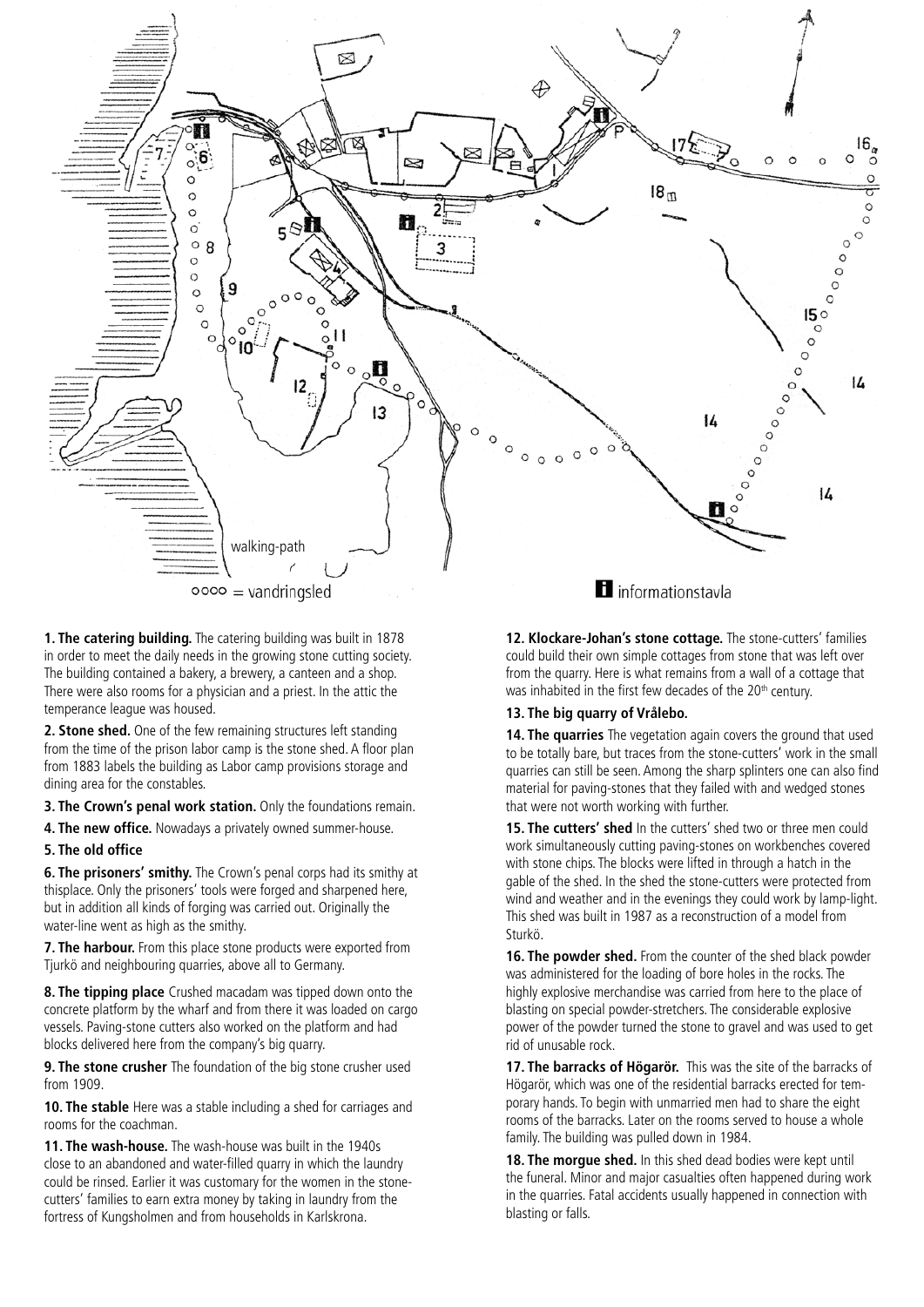walking-path

oooo = vandringsled

informationstavla

**1. The catering building.** The catering building was built in 1878 in order to meet the daily needs in the growing stone cutting society. The building contained a bakery, a brewery, a canteen and a shop. There were also rooms for a physician and a priest. In the attic the temperance league was housed.

**2. Stone shed.** One of the few remaining structures left standing from the time of the prison labor camp is the stone shed. A floor plan from 1883 labels the building as Labor camp provisions storage and dining area for the constables.

**3. The Crown's penal work station.** Only the foundations remain.

**4. The new office.** Nowadays a privately owned summer-house.

**5. The old office**

**6. The prisoners' smithy.** The Crown's penal corps had its smithy at thisplace. Only the prisoners' tools were forged and sharpened here, but in addition all kinds of forging was carried out. Originally the water-line went as high as the smithy.

**7. The harbour.** From this place stone products were exported from Tjurkö and neighbouring quarries, above all to Germany.

**8. The tipping place** Crushed macadam was tipped down onto the concrete platform by the wharf and from there it was loaded on cargo vessels. Paving-stone cutters also worked on the platform and had blocks delivered here from the company's big quarry.

**9. The stone crusher** The foundation of the big stone crusher used from 1909.

**10. The stable** Here was a stable including a shed for carriages and rooms for the coachman.

**11. The wash-house.** The wash-house was built in the 1940s close to an abandoned and water-filled quarry in which the laundry could be rinsed. Earlier it was customary for the women in the stone-cutters' families to earn extra money by taking in laundry from the fortress of Kungsholmen and from households in Karlskrona.

**12. Klockare-Johan's stone cottage.** The stone-cutters' families could build their own simple cottages from stone that was left over from the quarry. Here is what remains from a wall of a cottage that was inhabited in the first few decades of the 20th century.

**13. The big quarry of Vrålebo.**

**14. The quarries** The vegetation again covers the ground that used to be totally bare, but traces from the stone-cutters' work in the small quarries can still be seen. Among the sharp splinters one can also find material for paving-stones that they failed with and wedged stones that were not worth working with further.

**15. The cutters' shed** In the cutters' shed two or three men could work simultaneously cutting paving-stones on workbenches covered with stone chips. The blocks were lifted in through a hatch in the gable of the shed. In the shed the stone-cutters were protected from wind and weather and in the evenings they could work by lamp-light. This shed was built in 1987 as a reconstruction of a model from Sturkö.

**16. The powder shed.** From the counter of the shed black powder was administered for the loading of bore holes in the rocks. The highly explosive merchandise was carried from here to the place of blasting on special powder-stretchers. The considerable explosive power of the powder turned the stone to gravel and was used to get rid of unusable rock.

**17. The barracks of Högarör.** This was the site of the barracks of Högarör, which was one of the residential barracks erected for temporary hands. To begin with unmarried men had to share the eight rooms of the barracks. Later on the rooms served to house a whole family. The building was pulled down in 1984.

**18. The morgue shed.** In this shed dead bodies were kept until the funeral. Minor and major casualties often happened during work in the quarries. Fatal accidents usually happened in connection with blasting or falls.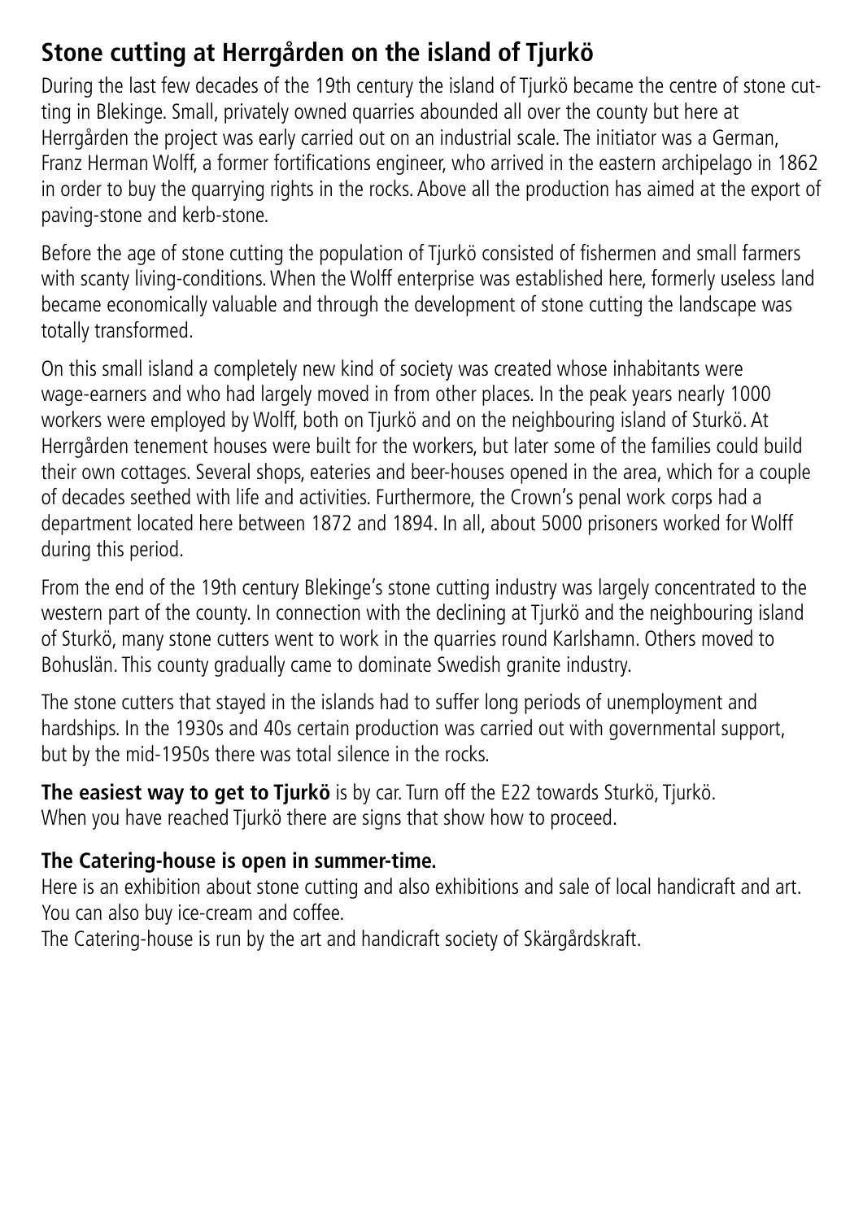## Stone cutting at Herrgården on the island of Tjurkö

During the last few decades of the 19th century the island of Tjurkö became the centre of stone cutting in Blekinge. Small, privately owned quarries abounded all over the county but here at Herrgården the project was early carried out on an industrial scale. The initiator was a German, Franz Herman Wolff, a former fortifications engineer, who arrived in the eastern archipelago in 1862 in order to buy the quarrying rights in the rocks. Above all the production has aimed at the export of paving-stone and kerb-stone.

Before the age of stone cutting the population of Tjurkö consisted of fishermen and small farmers with scanty living-conditions. When the Wolff enterprise was established here, formerly useless land became economically valuable and through the development of stone cutting the landscape was totally transformed.

On this small island a completely new kind of society was created whose inhabitants were wage-earners and who had largely moved in from other places. In the peak years nearly 1000 workers were employed by Wolff, both on Tjurkö and on the neighbouring island of Sturkö. At Herrgården tenement houses were built for the workers, but later some of the families could build their own cottages. Several shops, eateries and beer-houses opened in the area, which for a couple of decades seethed with life and activities. Furthermore, the Crown's penal work corps had a department located here between 1872 and 1894. In all, about 5000 prisoners worked for Wolff during this period.

From the end of the 19th century Blekinge's stone cutting industry was largely concentrated to the western part of the county. In connection with the declining at Tjurkö and the neighbouring island of Sturkö, many stone cutters went to work in the quarries round Karlshamn. Others moved to Bohuslän. This county gradually came to dominate Swedish granite industry.

The stone cutters that stayed in the islands had to suffer long periods of unemployment and hardships. In the 1930s and 40s certain production was carried out with governmental support, but by the mid-1950s there was total silence in the rocks.

**The easiest way to get to Tjurkö** is by car. Turn off the E22 towards Sturkö, Tjurkö. When you have reached Tjurkö there are signs that show how to proceed.

**The Catering-house is open in summer-time.**
Here is an exhibition about stone cutting and also exhibitions and sale of local handicraft and art. You can also buy ice-cream and coffee.
The Catering-house is run by the art and handicraft society of Skärgårdskraft.